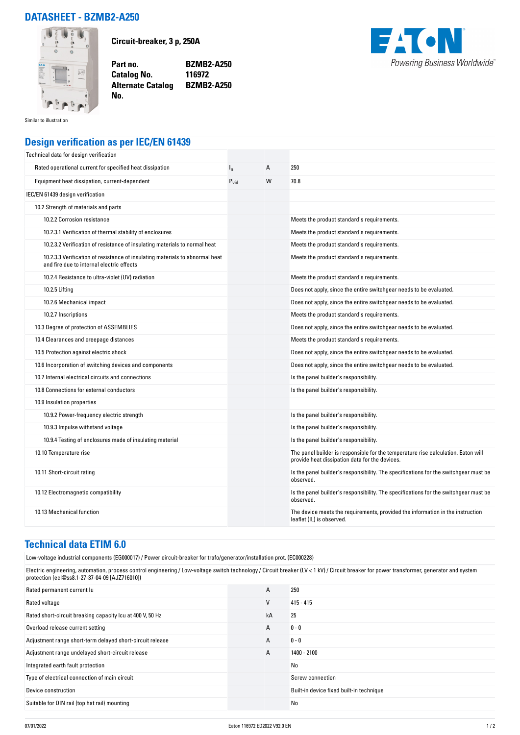# DATASHEET - BZMB2-A250

**Circuit-breaker, 3 p, 250A**

| | |
|---|---|
| **Part no.** | **BZMB2-A250** |
| **Catalog No.** | **116972** |
| **Alternate Catalog No.** | **BZMB2-A250** |

Powering Business Worldwide

Similar to illustration

## Design verification as per IEC/EN 61439

| | | | |
|---|---|---|---|
| Technical data for design verification | | | |
| Rated operational current for specified heat dissipation | $I_n$ | A | 250 |
| Equipment heat dissipation, current-dependent | $P_{vid}$ | W | 70.8 |
| IEC/EN 61439 design verification | | | |
| 10.2 Strength of materials and parts | | | |
| 10.2.2 Corrosion resistance | | | Meets the product standard's requirements. |
| 10.2.3.1 Verification of thermal stability of enclosures | | | Meets the product standard's requirements. |
| 10.2.3.2 Verification of resistance of insulating materials to normal heat | | | Meets the product standard's requirements. |
| 10.2.3.3 Verification of resistance of insulating materials to abnormal heat and fire due to internal electric effects | | | Meets the product standard's requirements. |
| 10.2.4 Resistance to ultra-violet (UV) radiation | | | Meets the product standard's requirements. |
| 10.2.5 Lifting | | | Does not apply, since the entire switchgear needs to be evaluated. |
| 10.2.6 Mechanical impact | | | Does not apply, since the entire switchgear needs to be evaluated. |
| 10.2.7 Inscriptions | | | Meets the product standard's requirements. |
| 10.3 Degree of protection of ASSEMBLIES | | | Does not apply, since the entire switchgear needs to be evaluated. |
| 10.4 Clearances and creepage distances | | | Meets the product standard's requirements. |
| 10.5 Protection against electric shock | | | Does not apply, since the entire switchgear needs to be evaluated. |
| 10.6 Incorporation of switching devices and components | | | Does not apply, since the entire switchgear needs to be evaluated. |
| 10.7 Internal electrical circuits and connections | | | Is the panel builder's responsibility. |
| 10.8 Connections for external conductors | | | Is the panel builder's responsibility. |
| 10.9 Insulation properties | | | |
| 10.9.2 Power-frequency electric strength | | | Is the panel builder's responsibility. |
| 10.9.3 Impulse withstand voltage | | | Is the panel builder's responsibility. |
| 10.9.4 Testing of enclosures made of insulating material | | | Is the panel builder's responsibility. |
| 10.10 Temperature rise | | | The panel builder is responsible for the temperature rise calculation. Eaton will provide heat dissipation data for the devices. |
| 10.11 Short-circuit rating | | | Is the panel builder's responsibility. The specifications for the switchgear must be observed. |
| 10.12 Electromagnetic compatibility | | | Is the panel builder's responsibility. The specifications for the switchgear must be observed. |
| 10.13 Mechanical function | | | The device meets the requirements, provided the information in the instruction leaflet (IL) is observed. |

## Technical data ETIM 6.0

Low-voltage industrial components (EG000017) / Power circuit-breaker for trafo/generator/installation prot. (EC000228)

Electric engineering, automation, process control engineering / Low-voltage switch technology / Circuit breaker (LV < 1 kV) / Circuit breaker for power transformer, generator and system protection (ecl@ss8.1-27-37-04-09 [AJZ716010])

| | | |
|---|---|---|
| Rated permanent current Iu | A | 250 |
| Rated voltage | V | 415 - 415 |
| Rated short-circuit breaking capacity Icu at 400 V, 50 Hz | kA | 25 |
| Overload release current setting | A | 0 - 0 |
| Adjustment range short-term delayed short-circuit release | A | 0 - 0 |
| Adjustment range undelayed short-circuit release | A | 1400 - 2100 |
| Integrated earth fault protection | | No |
| Type of electrical connection of main circuit | | Screw connection |
| Device construction | | Built-in device fixed built-in technique |
| Suitable for DIN rail (top hat rail) mounting | | No |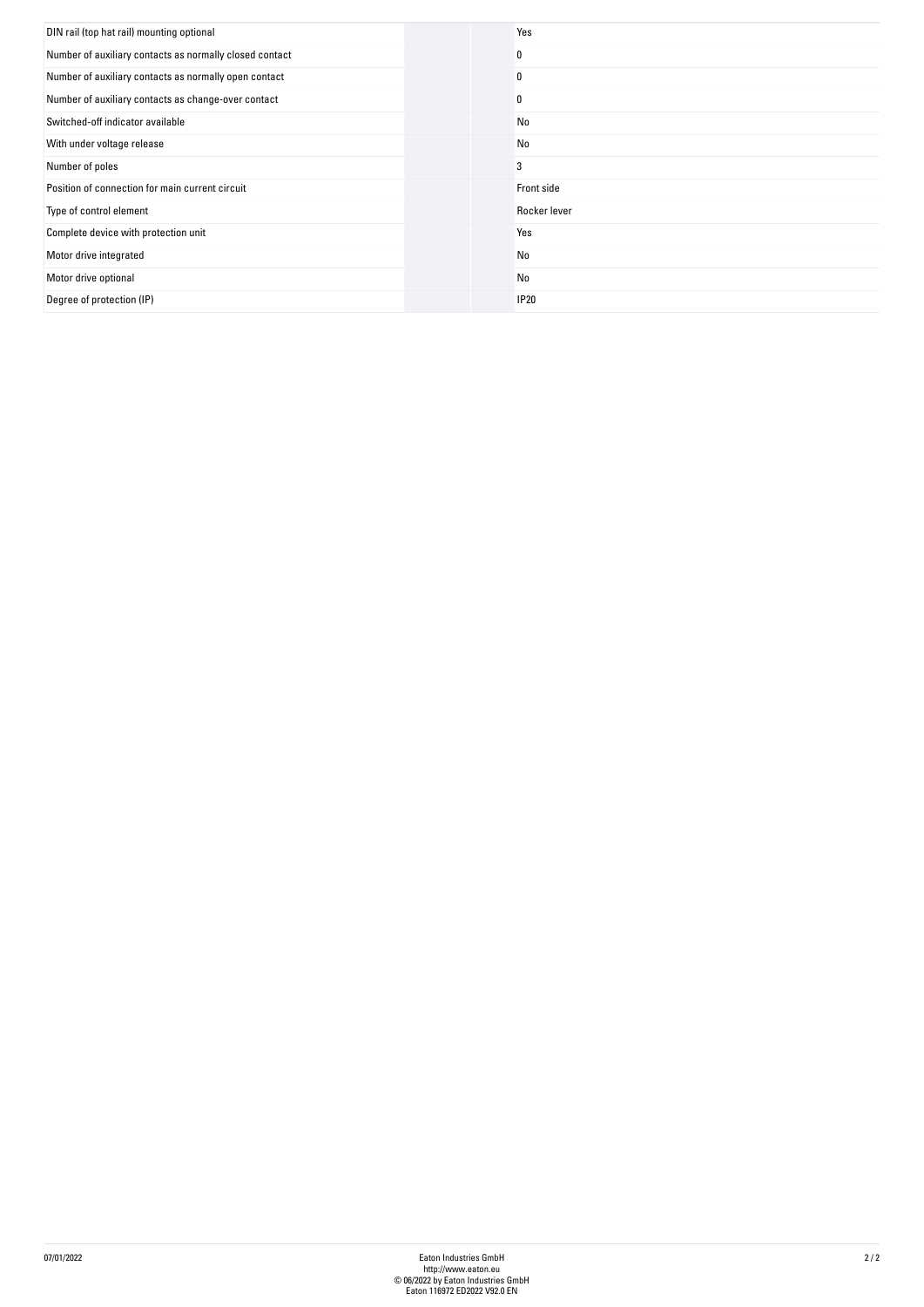| | | | |
|---|---|---|---|
| DIN rail (top hat rail) mounting optional | | | Yes |
| Number of auxiliary contacts as normally closed contact | | | 0 |
| Number of auxiliary contacts as normally open contact | | | 0 |
| Number of auxiliary contacts as change-over contact | | | 0 |
| Switched-off indicator available | | | No |
| With under voltage release | | | No |
| Number of poles | | | 3 |
| Position of connection for main current circuit | | | Front side |
| Type of control element | | | Rocker lever |
| Complete device with protection unit | | | Yes |
| Motor drive integrated | | | No |
| Motor drive optional | | | No |
| Degree of protection (IP) | | | IP20 |